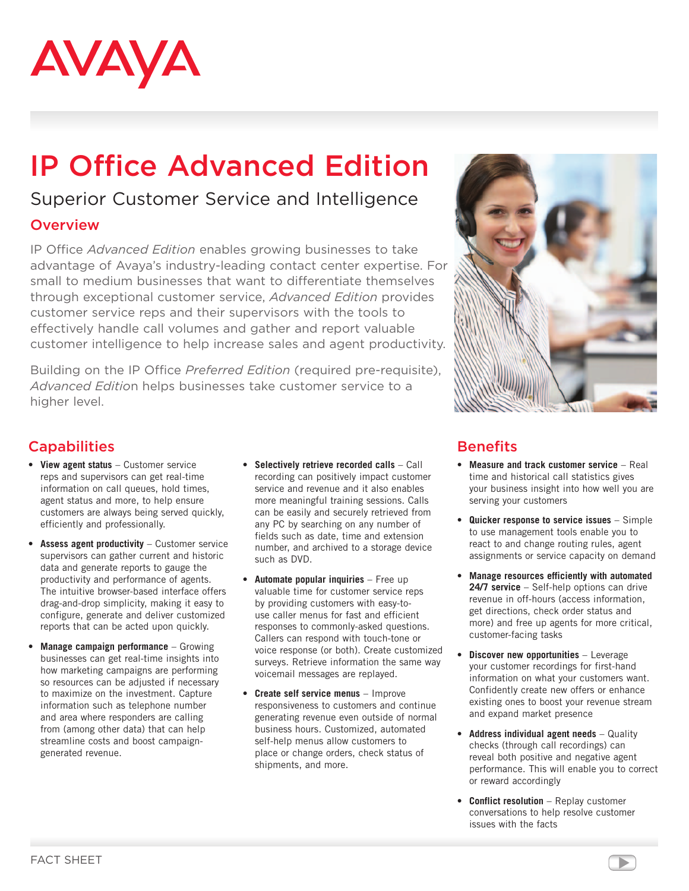AVAYA

# IP Office Advanced Edition

## Superior Customer Service and Intelligence

### Overview

IP Office *Advanced Edition* enables growing businesses to take advantage of Avaya's industry-leading contact center expertise. For small to medium businesses that want to differentiate themselves through exceptional customer service, *Advanced Edition* provides customer service reps and their supervisors with the tools to effectively handle call volumes and gather and report valuable customer intelligence to help increase sales and agent productivity.

Building on the IP Office *Preferred Edition* (required pre-requisite), *Advanced Edition* helps businesses take customer service to a higher level.

### Capabilities

- **View agent status** – Customer service reps and supervisors can get real-time information on call queues, hold times, agent status and more, to help ensure customers are always being served quickly, efficiently and professionally.
- **Assess agent productivity** – Customer service supervisors can gather current and historic data and generate reports to gauge the productivity and performance of agents. The intuitive browser-based interface offers drag-and-drop simplicity, making it easy to configure, generate and deliver customized reports that can be acted upon quickly.
- **Manage campaign performance** – Growing businesses can get real-time insights into how marketing campaigns are performing so resources can be adjusted if necessary to maximize on the investment. Capture information such as telephone number and area where responders are calling from (among other data) that can help streamline costs and boost campaign-generated revenue.
- **Selectively retrieve recorded calls** – Call recording can positively impact customer service and revenue and it also enables more meaningful training sessions. Calls can be easily and securely retrieved from any PC by searching on any number of fields such as date, time and extension number, and archived to a storage device such as DVD.
- **Automate popular inquiries** – Free up valuable time for customer service reps by providing customers with easy-to-use caller menus for fast and efficient responses to commonly-asked questions. Callers can respond with touch-tone or voice response (or both). Create customized surveys. Retrieve information the same way voicemail messages are replayed.
- **Create self service menus** – Improve responsiveness to customers and continue generating revenue even outside of normal business hours. Customized, automated self-help menus allow customers to place or change orders, check status of shipments, and more.

### Benefits

- **Measure and track customer service** – Real time and historical call statistics gives your business insight into how well you are serving your customers
- **Quicker response to service issues** – Simple to use management tools enable you to react to and change routing rules, agent assignments or service capacity on demand
- **Manage resources efficiently with automated 24/7 service** – Self-help options can drive revenue in off-hours (access information, get directions, check order status and more) and free up agents for more critical, customer-facing tasks
- **Discover new opportunities** – Leverage your customer recordings for first-hand information on what your customers want. Confidently create new offers or enhance existing ones to boost your revenue stream and expand market presence
- **Address individual agent needs** – Quality checks (through call recordings) can reveal both positive and negative agent performance. This will enable you to correct or reward accordingly
- **Conflict resolution** – Replay customer conversations to help resolve customer issues with the facts

FACT SHEET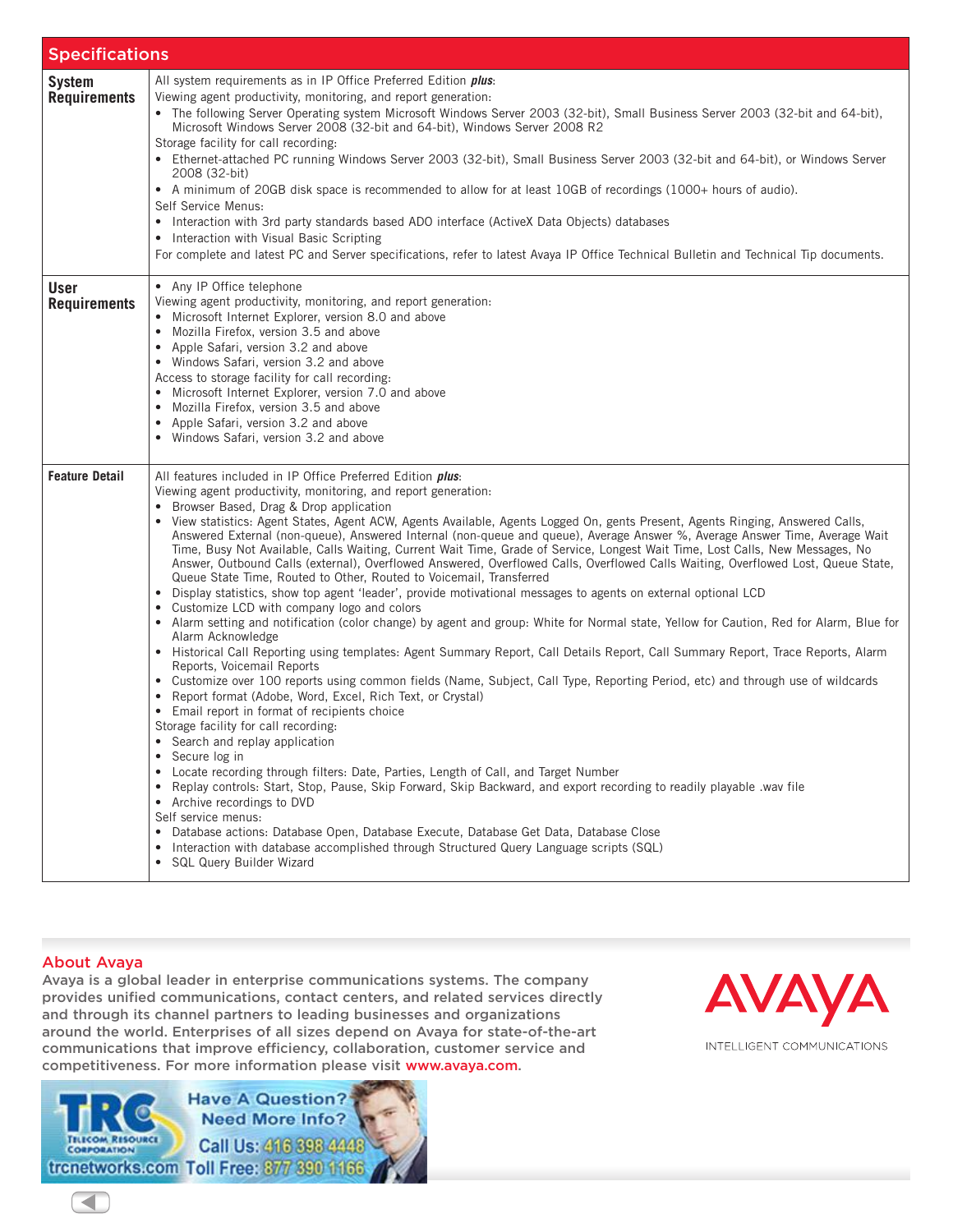## Specifications

| | |
|---|---|
| **System Requirements** | All system requirements as in IP Office Preferred Edition ***plus***:<br>Viewing agent productivity, monitoring, and report generation:<br>• The following Server Operating system Microsoft Windows Server 2003 (32-bit), Small Business Server 2003 (32-bit and 64-bit), Microsoft Windows Server 2008 (32-bit and 64-bit), Windows Server 2008 R2<br>Storage facility for call recording:<br>• Ethernet-attached PC running Windows Server 2003 (32-bit), Small Business Server 2003 (32-bit and 64-bit), or Windows Server 2008 (32-bit)<br>• A minimum of 20GB disk space is recommended to allow for at least 10GB of recordings (1000+ hours of audio).<br>Self Service Menus:<br>• Interaction with 3rd party standards based ADO interface (ActiveX Data Objects) databases<br>• Interaction with Visual Basic Scripting<br>For complete and latest PC and Server specifications, refer to latest Avaya IP Office Technical Bulletin and Technical Tip documents. |
| **User Requirements** | • Any IP Office telephone<br>Viewing agent productivity, monitoring, and report generation:<br>• Microsoft Internet Explorer, version 8.0 and above<br>• Mozilla Firefox, version 3.5 and above<br>• Apple Safari, version 3.2 and above<br>• Windows Safari, version 3.2 and above<br>Access to storage facility for call recording:<br>• Microsoft Internet Explorer, version 7.0 and above<br>• Mozilla Firefox, version 3.5 and above<br>• Apple Safari, version 3.2 and above<br>• Windows Safari, version 3.2 and above |
| **Feature Detail** | All features included in IP Office Preferred Edition ***plus***:<br>Viewing agent productivity, monitoring, and report generation:<br>• Browser Based, Drag & Drop application<br>• View statistics: Agent States, Agent ACW, Agents Available, Agents Logged On, gents Present, Agents Ringing, Answered Calls, Answered External (non-queue), Answered Internal (non-queue and queue), Average Answer %, Average Answer Time, Average Wait Time, Busy Not Available, Calls Waiting, Current Wait Time, Grade of Service, Longest Wait Time, Lost Calls, New Messages, No Answer, Outbound Calls (external), Overflowed Answered, Overflowed Calls, Overflowed Calls Waiting, Overflowed Lost, Queue State, Queue State Time, Routed to Other, Routed to Voicemail, Transferred<br>• Display statistics, show top agent 'leader', provide motivational messages to agents on external optional LCD<br>• Customize LCD with company logo and colors<br>• Alarm setting and notification (color change) by agent and group: White for Normal state, Yellow for Caution, Red for Alarm, Blue for Alarm Acknowledge<br>• Historical Call Reporting using templates: Agent Summary Report, Call Details Report, Call Summary Report, Trace Reports, Alarm Reports, Voicemail Reports<br>• Customize over 100 reports using common fields (Name, Subject, Call Type, Reporting Period, etc) and through use of wildcards<br>• Report format (Adobe, Word, Excel, Rich Text, or Crystal)<br>• Email report in format of recipients choice<br>Storage facility for call recording:<br>• Search and replay application<br>• Secure log in<br>• Locate recording through filters: Date, Parties, Length of Call, and Target Number<br>• Replay controls: Start, Stop, Pause, Skip Forward, Skip Backward, and export recording to readily playable .wav file<br>• Archive recordings to DVD<br>Self service menus:<br>• Database actions: Database Open, Database Execute, Database Get Data, Database Close<br>• Interaction with database accomplished through Structured Query Language scripts (SQL)<br>• SQL Query Builder Wizard |

## About Avaya

Avaya is a global leader in enterprise communications systems. The company provides unified communications, contact centers, and related services directly and through its channel partners to leading businesses and organizations around the world. Enterprises of all sizes depend on Avaya for state-of-the-art communications that improve efficiency, collaboration, customer service and competitiveness. For more information please visit www.avaya.com.

AVAYA
INTELLIGENT COMMUNICATIONS

TRC Telecom Resource Corporation
Have A Question? Need More Info?
Call Us: 416 398 4448
trcnetworks.com Toll Free: 877 390 1166